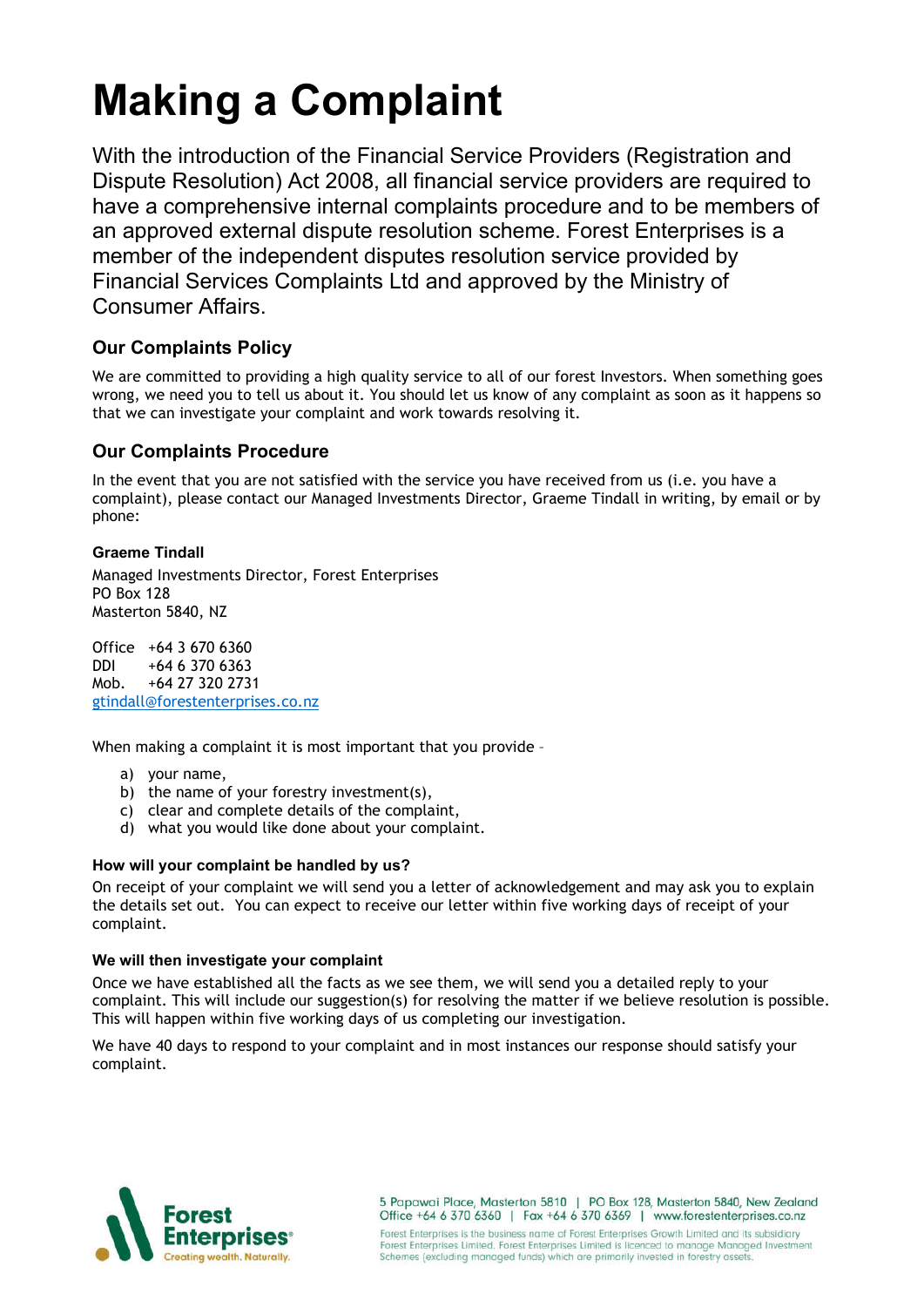# Making a Complaint

With the introduction of the Financial Service Providers (Registration and Dispute Resolution) Act 2008, all financial service providers are required to have a comprehensive internal complaints procedure and to be members of an approved external dispute resolution scheme. Forest Enterprises is a member of the independent disputes resolution service provided by Financial Services Complaints Ltd and approved by the Ministry of Consumer Affairs.

### Our Complaints Policy

We are committed to providing a high quality service to all of our forest Investors. When something goes wrong, we need you to tell us about it. You should let us know of any complaint as soon as it happens so that we can investigate your complaint and work towards resolving it.

### Our Complaints Procedure

In the event that you are not satisfied with the service you have received from us (i.e. you have a complaint), please contact our Managed Investments Director, Graeme Tindall in writing, by email or by phone:

**Graeme Tindall**
Managed Investments Director, Forest Enterprises
PO Box 128
Masterton 5840, NZ

Office +64 3 670 6360
DDI +64 6 370 6363
Mob. +64 27 320 2731
gtindall@forestenterprises.co.nz

When making a complaint it is most important that you provide –

a) your name,
b) the name of your forestry investment(s),
c) clear and complete details of the complaint,
d) what you would like done about your complaint.

#### How will your complaint be handled by us?

On receipt of your complaint we will send you a letter of acknowledgement and may ask you to explain the details set out. You can expect to receive our letter within five working days of receipt of your complaint.

#### We will then investigate your complaint

Once we have established all the facts as we see them, we will send you a detailed reply to your complaint. This will include our suggestion(s) for resolving the matter if we believe resolution is possible. This will happen within five working days of us completing our investigation.

We have 40 days to respond to your complaint and in most instances our response should satisfy your complaint.

Forest Enterprises® Creating wealth. Naturally.

5 Papawai Place, Masterton 5810 | PO Box 128, Masterton 5840, New Zealand
Office +64 6 370 6360 | Fax +64 6 370 6369 | www.forestenterprises.co.nz

Forest Enterprises is the business name of Forest Enterprises Growth Limited and its subsidiary Forest Enterprises Limited. Forest Enterprises Limited is licenced to manage Managed Investment Schemes (excluding managed funds) which are primarily invested in forestry assets.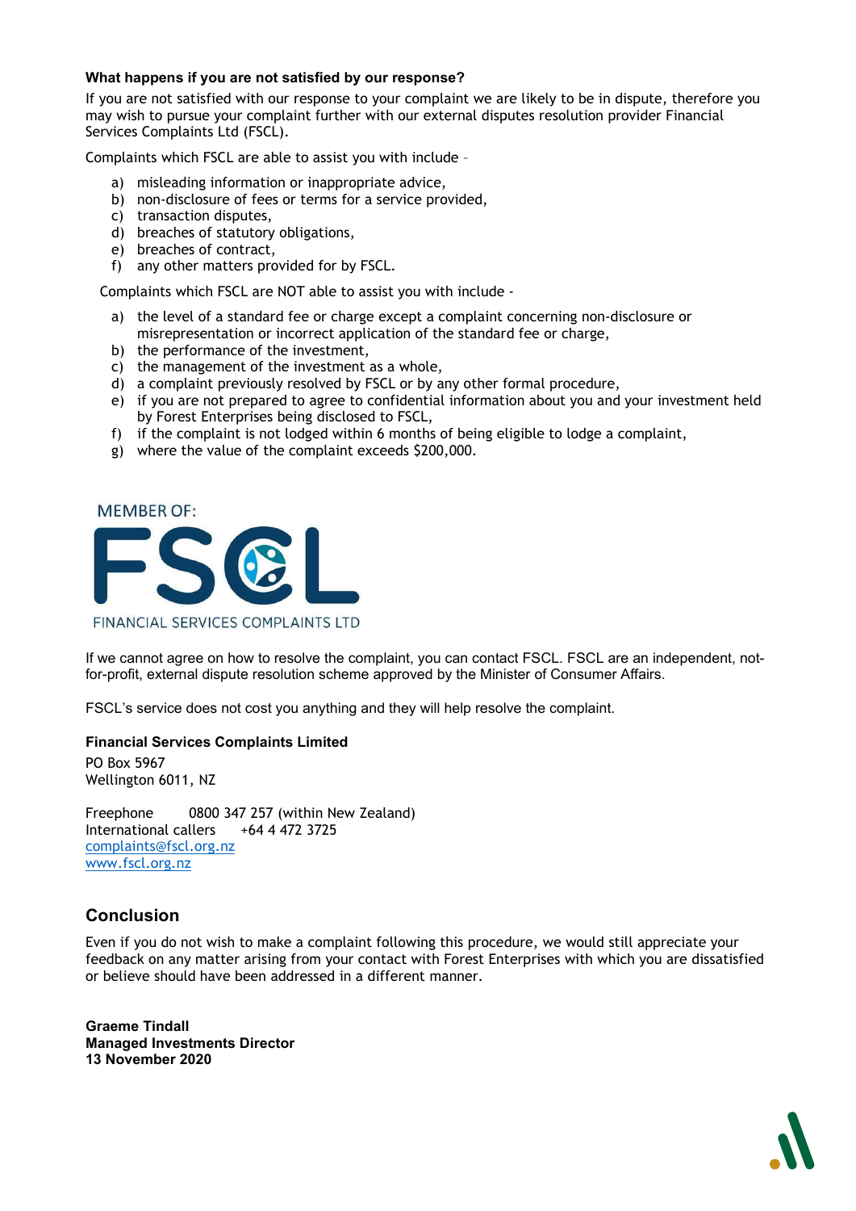**What happens if you are not satisfied by our response?**

If you are not satisfied with our response to your complaint we are likely to be in dispute, therefore you may wish to pursue your complaint further with our external disputes resolution provider Financial Services Complaints Ltd (FSCL).

Complaints which FSCL are able to assist you with include –

a) misleading information or inappropriate advice,
b) non-disclosure of fees or terms for a service provided,
c) transaction disputes,
d) breaches of statutory obligations,
e) breaches of contract,
f) any other matters provided for by FSCL.

Complaints which FSCL are NOT able to assist you with include -

a) the level of a standard fee or charge except a complaint concerning non-disclosure or misrepresentation or incorrect application of the standard fee or charge,
b) the performance of the investment,
c) the management of the investment as a whole,
d) a complaint previously resolved by FSCL or by any other formal procedure,
e) if you are not prepared to agree to confidential information about you and your investment held by Forest Enterprises being disclosed to FSCL,
f) if the complaint is not lodged within 6 months of being eligible to lodge a complaint,
g) where the value of the complaint exceeds $200,000.

MEMBER OF:

FSCL

FINANCIAL SERVICES COMPLAINTS LTD

If we cannot agree on how to resolve the complaint, you can contact FSCL. FSCL are an independent, not-for-profit, external dispute resolution scheme approved by the Minister of Consumer Affairs.

FSCL's service does not cost you anything and they will help resolve the complaint.

**Financial Services Complaints Limited**

PO Box 5967
Wellington 6011, NZ

Freephone 0800 347 257 (within New Zealand)
International callers +64 4 472 3725
complaints@fscl.org.nz
www.fscl.org.nz

## Conclusion

Even if you do not wish to make a complaint following this procedure, we would still appreciate your feedback on any matter arising from your contact with Forest Enterprises with which you are dissatisfied or believe should have been addressed in a different manner.

**Graeme Tindall**
**Managed Investments Director**
**13 November 2020**